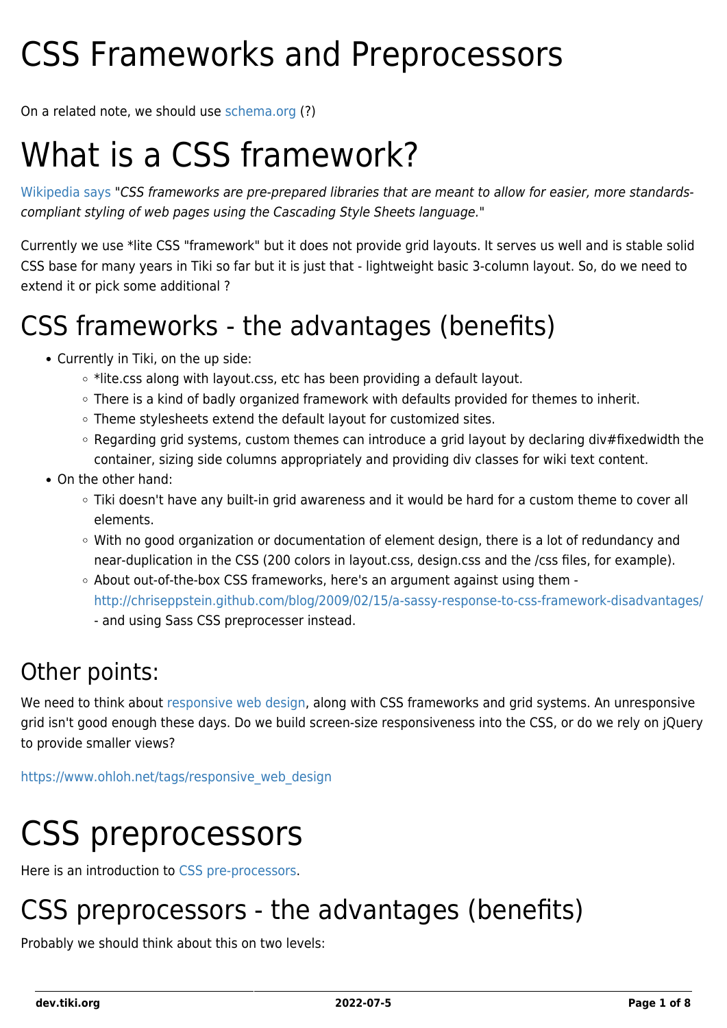# CSS Frameworks and Preprocessors

On a related note, we should use schema.org (?)

# What is a CSS framework?

Wikipedia says "*CSS frameworks are pre-prepared libraries that are meant to allow for easier, more standards-compliant styling of web pages using the Cascading Style Sheets language.*"

Currently we use *lite CSS "framework" but it does not provide grid layouts. It serves us well and is stable solid CSS base for many years in Tiki so far but it is just that - lightweight basic 3-column layout. So, do we need to extend it or pick some additional ?

## CSS frameworks - the advantages (benefits)

- Currently in Tiki, on the up side:
  - *lite.css along with layout.css, etc has been providing a default layout.
  - There is a kind of badly organized framework with defaults provided for themes to inherit.
  - Theme stylesheets extend the default layout for customized sites.
  - Regarding grid systems, custom themes can introduce a grid layout by declaring div#fixedwidth the container, sizing side columns appropriately and providing div classes for wiki text content.
- On the other hand:
  - Tiki doesn't have any built-in grid awareness and it would be hard for a custom theme to cover all elements.
  - With no good organization or documentation of element design, there is a lot of redundancy and near-duplication in the CSS (200 colors in layout.css, design.css and the /css files, for example).
  - About out-of-the-box CSS frameworks, here's an argument against using them - http://chriseppstein.github.com/blog/2009/02/15/a-sassy-response-to-css-framework-disadvantages/ - and using Sass CSS preprocesser instead.

### Other points:

We need to think about responsive web design, along with CSS frameworks and grid systems. An unresponsive grid isn't good enough these days. Do we build screen-size responsiveness into the CSS, or do we rely on jQuery to provide smaller views?

https://www.ohloh.net/tags/responsive_web_design

# CSS preprocessors

Here is an introduction to CSS pre-processors.

## CSS preprocessors - the advantages (benefits)

Probably we should think about this on two levels: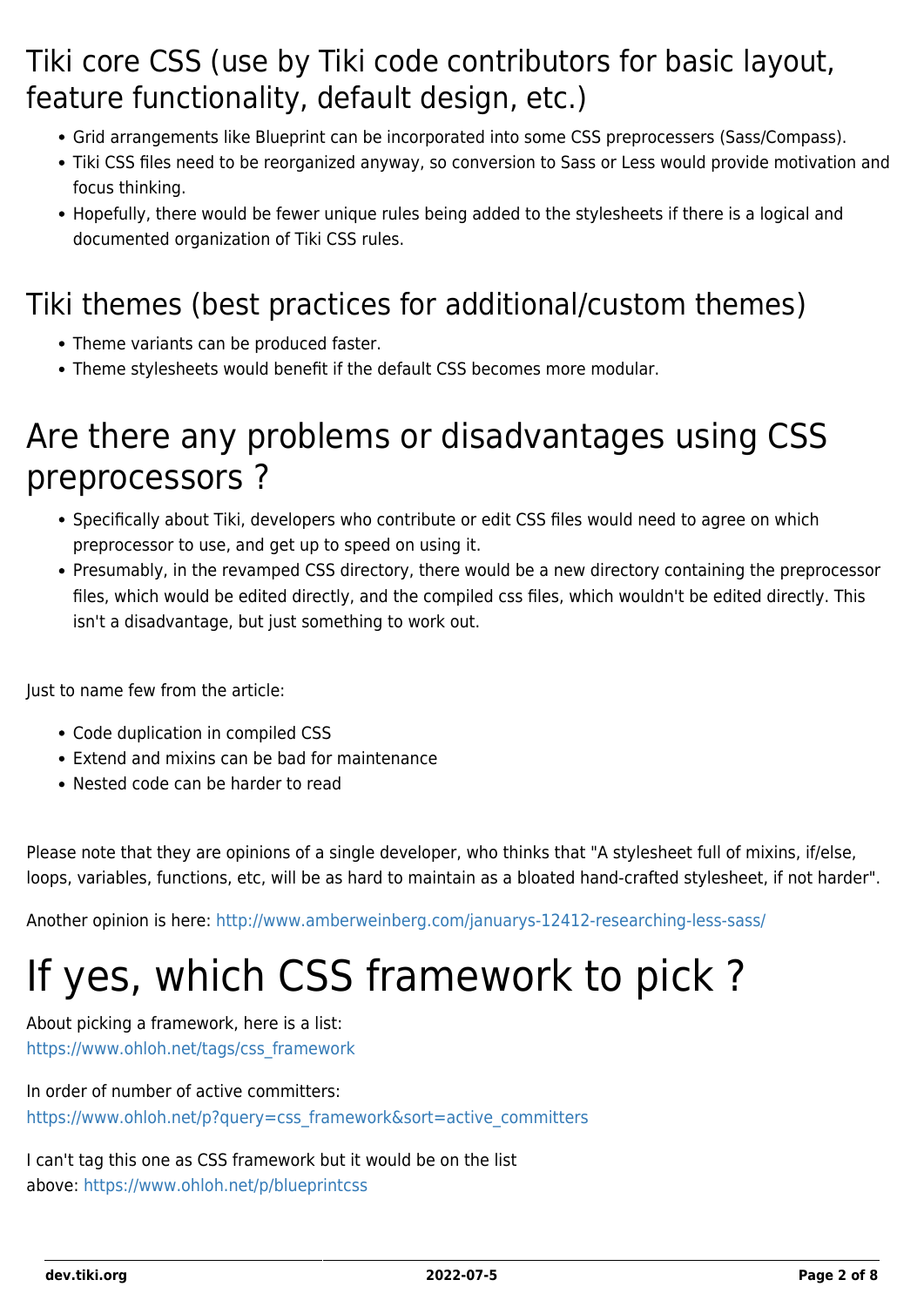## Tiki core CSS (use by Tiki code contributors for basic layout, feature functionality, default design, etc.)

- Grid arrangements like Blueprint can be incorporated into some CSS preprocessers (Sass/Compass).
- Tiki CSS files need to be reorganized anyway, so conversion to Sass or Less would provide motivation and focus thinking.
- Hopefully, there would be fewer unique rules being added to the stylesheets if there is a logical and documented organization of Tiki CSS rules.

## Tiki themes (best practices for additional/custom themes)

- Theme variants can be produced faster.
- Theme stylesheets would benefit if the default CSS becomes more modular.

# Are there any problems or disadvantages using CSS preprocessors ?

- Specifically about Tiki, developers who contribute or edit CSS files would need to agree on which preprocessor to use, and get up to speed on using it.
- Presumably, in the revamped CSS directory, there would be a new directory containing the preprocessor files, which would be edited directly, and the compiled css files, which wouldn't be edited directly. This isn't a disadvantage, but just something to work out.

Just to name few from the article:

- Code duplication in compiled CSS
- Extend and mixins can be bad for maintenance
- Nested code can be harder to read

Please note that they are opinions of a single developer, who thinks that "A stylesheet full of mixins, if/else, loops, variables, functions, etc, will be as hard to maintain as a bloated hand-crafted stylesheet, if not harder".

Another opinion is here: http://www.amberweinberg.com/januarys-12412-researching-less-sass/

# If yes, which CSS framework to pick ?

About picking a framework, here is a list:
https://www.ohloh.net/tags/css_framework

In order of number of active committers:
https://www.ohloh.net/p?query=css_framework&sort=active_committers

I can't tag this one as CSS framework but it would be on the list above: https://www.ohloh.net/p/blueprintcss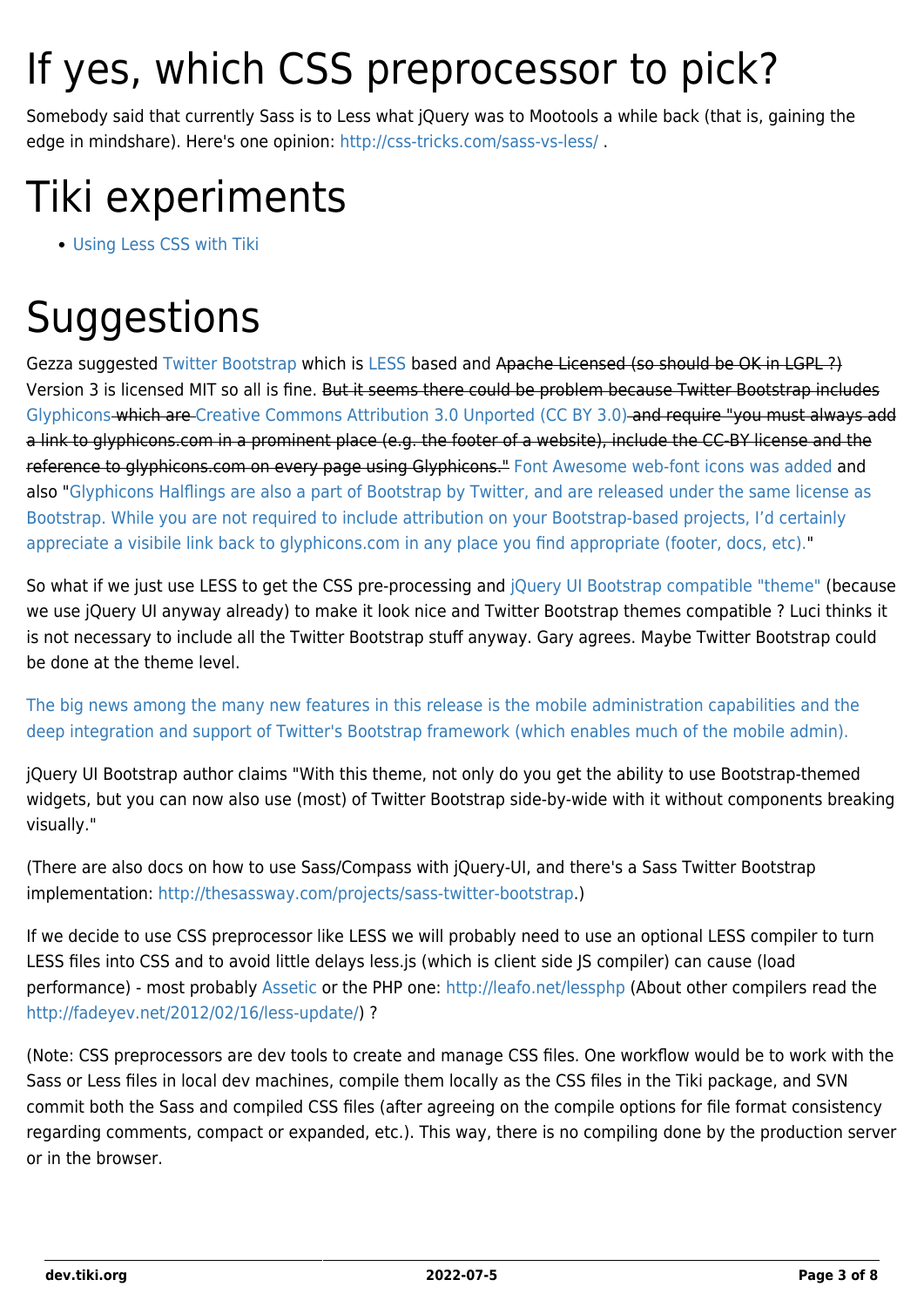# If yes, which CSS preprocessor to pick?

Somebody said that currently Sass is to Less what jQuery was to Mootools a while back (that is, gaining the edge in mindshare). Here's one opinion: http://css-tricks.com/sass-vs-less/ .

# Tiki experiments

- Using Less CSS with Tiki

# Suggestions

Gezza suggested Twitter Bootstrap which is LESS based and ~~Apache Licensed (so should be OK in LGPL ?)~~ Version 3 is licensed MIT so all is fine. ~~But it seems there could be problem because Twitter Bootstrap includes Glyphicons which are Creative Commons Attribution 3.0 Unported (CC BY 3.0) and require "you must always add a link to glyphicons.com in a prominent place (e.g. the footer of a website), include the CC-BY license and the reference to glyphicons.com on every page using Glyphicons."~~ Font Awesome web-font icons was added and also "Glyphicons Halflings are also a part of Bootstrap by Twitter, and are released under the same license as Bootstrap. While you are not required to include attribution on your Bootstrap-based projects, I'd certainly appreciate a visibile link back to glyphicons.com in any place you find appropriate (footer, docs, etc)."

So what if we just use LESS to get the CSS pre-processing and jQuery UI Bootstrap compatible "theme" (because we use jQuery UI anyway already) to make it look nice and Twitter Bootstrap themes compatible ? Luci thinks it is not necessary to include all the Twitter Bootstrap stuff anyway. Gary agrees. Maybe Twitter Bootstrap could be done at the theme level.

The big news among the many new features in this release is the mobile administration capabilities and the deep integration and support of Twitter's Bootstrap framework (which enables much of the mobile admin).

jQuery UI Bootstrap author claims "With this theme, not only do you get the ability to use Bootstrap-themed widgets, but you can now also use (most) of Twitter Bootstrap side-by-wide with it without components breaking visually."

(There are also docs on how to use Sass/Compass with jQuery-UI, and there's a Sass Twitter Bootstrap implementation: http://thesassway.com/projects/sass-twitter-bootstrap.)

If we decide to use CSS preprocessor like LESS we will probably need to use an optional LESS compiler to turn LESS files into CSS and to avoid little delays less.js (which is client side JS compiler) can cause (load performance) - most probably Assetic or the PHP one: http://leafo.net/lessphp (About other compilers read the http://fadeyev.net/2012/02/16/less-update/) ?

(Note: CSS preprocessors are dev tools to create and manage CSS files. One workflow would be to work with the Sass or Less files in local dev machines, compile them locally as the CSS files in the Tiki package, and SVN commit both the Sass and compiled CSS files (after agreeing on the compile options for file format consistency regarding comments, compact or expanded, etc.). This way, there is no compiling done by the production server or in the browser.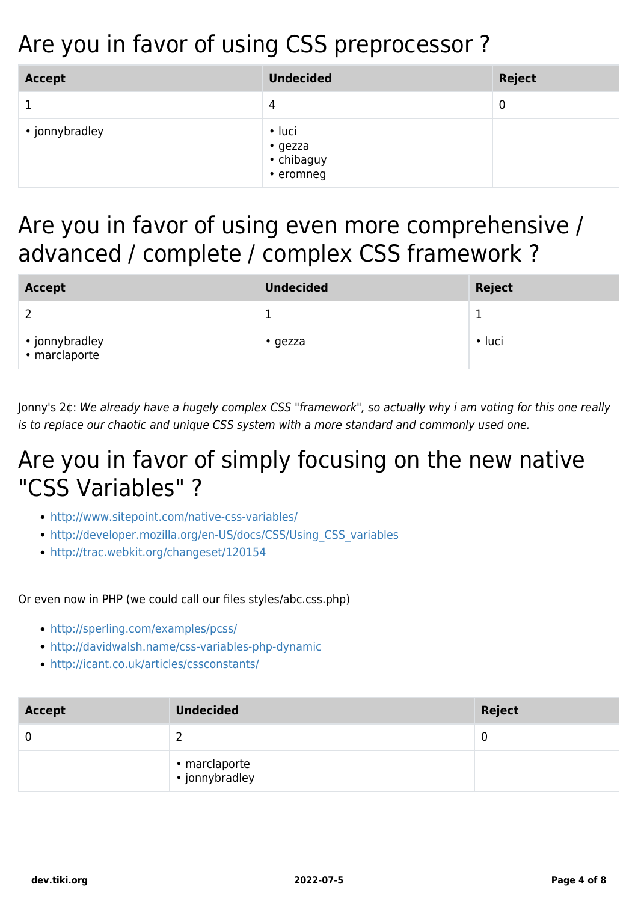# Are you in favor of using CSS preprocessor ?

| Accept | Undecided | Reject |
| --- | --- | --- |
| 1 | 4 | 0 |
| • jonnybradley | • luci<br>• gezza<br>• chibaguy<br>• eromneg | |

# Are you in favor of using even more comprehensive / advanced / complete / complex CSS framework ?

| Accept | Undecided | Reject |
| --- | --- | --- |
| 2 | 1 | 1 |
| • jonnybradley<br>• marclaporte | • gezza | • luci |

Jonny's 2¢: *We already have a hugely complex CSS "framework", so actually why i am voting for this one really is to replace our chaotic and unique CSS system with a more standard and commonly used one.*

# Are you in favor of simply focusing on the new native "CSS Variables" ?

- http://www.sitepoint.com/native-css-variables/
- http://developer.mozilla.org/en-US/docs/CSS/Using_CSS_variables
- http://trac.webkit.org/changeset/120154

Or even now in PHP (we could call our files styles/abc.css.php)

- http://sperling.com/examples/pcss/
- http://davidwalsh.name/css-variables-php-dynamic
- http://icant.co.uk/articles/cssconstants/

| Accept | Undecided | Reject |
| --- | --- | --- |
| 0 | 2 | 0 |
| | • marclaporte<br>• jonnybradley | |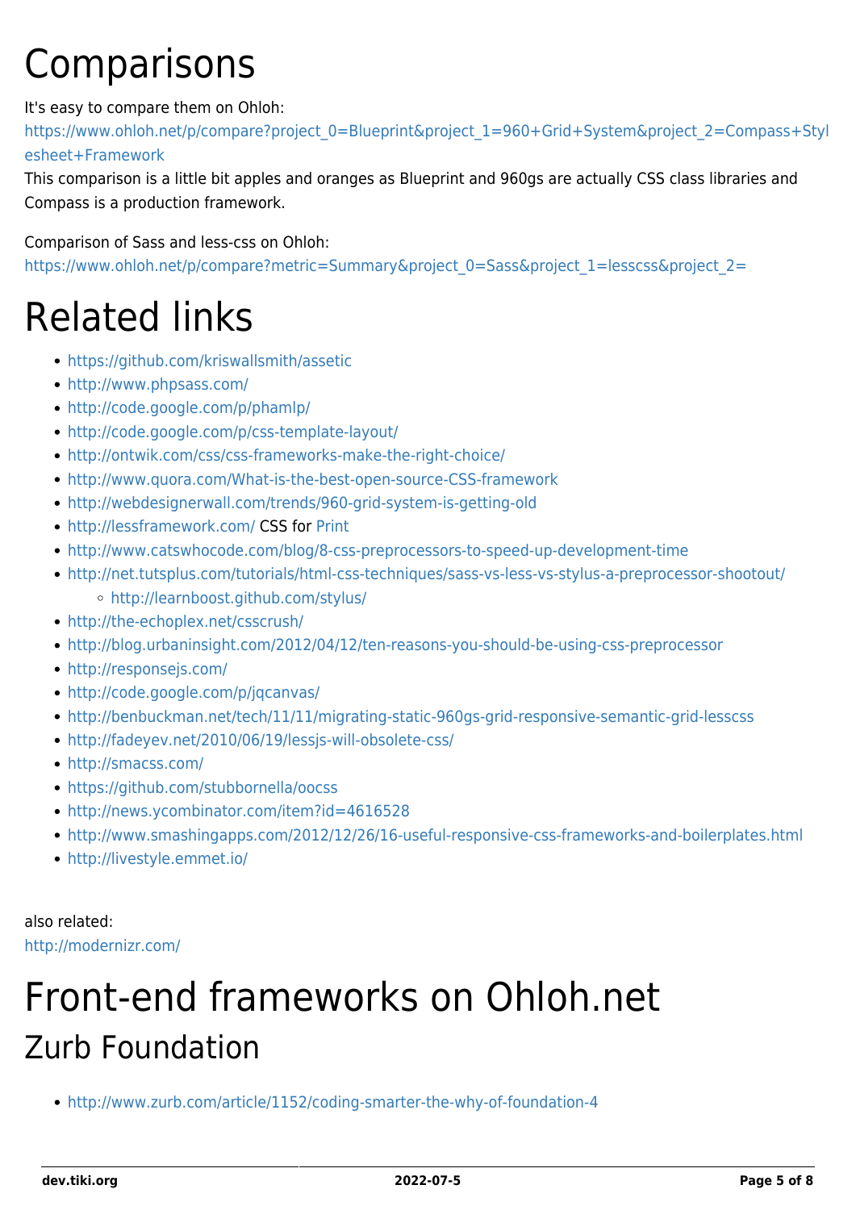# Comparisons

It's easy to compare them on Ohloh:
https://www.ohloh.net/p/compare?project_0=Blueprint&project_1=960+Grid+System&project_2=Compass+Stylesheet+Framework
This comparison is a little bit apples and oranges as Blueprint and 960gs are actually CSS class libraries and Compass is a production framework.

Comparison of Sass and less-css on Ohloh:
https://www.ohloh.net/p/compare?metric=Summary&project_0=Sass&project_1=lesscss&project_2=

# Related links

- https://github.com/kriswallsmith/assetic
- http://www.phpsass.com/
- http://code.google.com/p/phamlp/
- http://code.google.com/p/css-template-layout/
- http://ontwik.com/css/css-frameworks-make-the-right-choice/
- http://www.quora.com/What-is-the-best-open-source-CSS-framework
- http://webdesignerwall.com/trends/960-grid-system-is-getting-old
- http://lessframework.com/ CSS for Print
- http://www.catswhocode.com/blog/8-css-preprocessors-to-speed-up-development-time
- http://net.tutsplus.com/tutorials/html-css-techniques/sass-vs-less-vs-stylus-a-preprocessor-shootout/
  - http://learnboost.github.com/stylus/
- http://the-echoplex.net/csscrush/
- http://blog.urbaninsight.com/2012/04/12/ten-reasons-you-should-be-using-css-preprocessor
- http://responsejs.com/
- http://code.google.com/p/jqcanvas/
- http://benbuckman.net/tech/11/11/migrating-static-960gs-grid-responsive-semantic-grid-lesscss
- http://fadeyev.net/2010/06/19/lessjs-will-obsolete-css/
- http://smacss.com/
- https://github.com/stubbornella/oocss
- http://news.ycombinator.com/item?id=4616528
- http://www.smashingapps.com/2012/12/26/16-useful-responsive-css-frameworks-and-boilerplates.html
- http://livestyle.emmet.io/

also related:
http://modernizr.com/

# Front-end frameworks on Ohloh.net

## Zurb Foundation

- http://www.zurb.com/article/1152/coding-smarter-the-why-of-foundation-4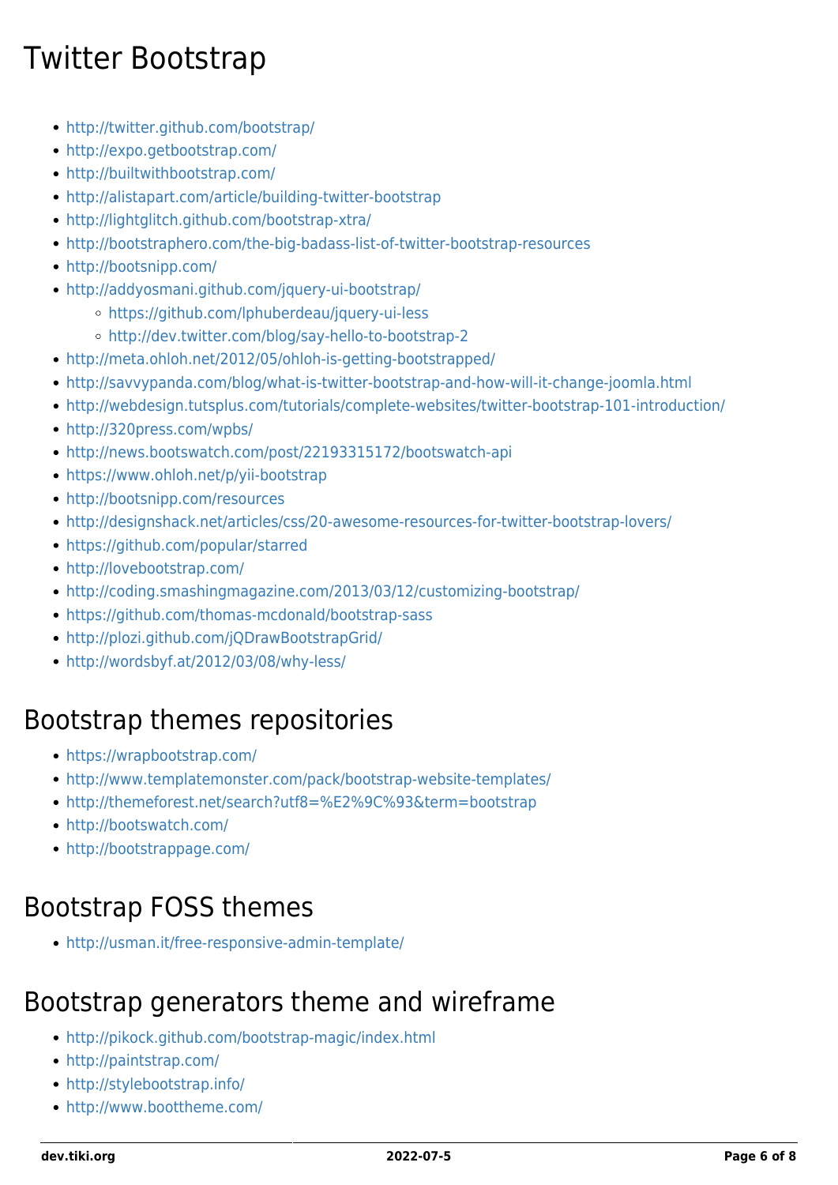# Twitter Bootstrap

- http://twitter.github.com/bootstrap/
- http://expo.getbootstrap.com/
- http://builtwithbootstrap.com/
- http://alistapart.com/article/building-twitter-bootstrap
- http://lightglitch.github.com/bootstrap-xtra/
- http://bootstraphero.com/the-big-badass-list-of-twitter-bootstrap-resources
- http://bootsnipp.com/
- http://addyosmani.github.com/jquery-ui-bootstrap/
  - https://github.com/lphuberdeau/jquery-ui-less
  - http://dev.twitter.com/blog/say-hello-to-bootstrap-2
- http://meta.ohloh.net/2012/05/ohloh-is-getting-bootstrapped/
- http://savvypanda.com/blog/what-is-twitter-bootstrap-and-how-will-it-change-joomla.html
- http://webdesign.tutsplus.com/tutorials/complete-websites/twitter-bootstrap-101-introduction/
- http://320press.com/wpbs/
- http://news.bootswatch.com/post/22193315172/bootswatch-api
- https://www.ohloh.net/p/yii-bootstrap
- http://bootsnipp.com/resources
- http://designshack.net/articles/css/20-awesome-resources-for-twitter-bootstrap-lovers/
- https://github.com/popular/starred
- http://lovebootstrap.com/
- http://coding.smashingmagazine.com/2013/03/12/customizing-bootstrap/
- https://github.com/thomas-mcdonald/bootstrap-sass
- http://plozi.github.com/jQDrawBootstrapGrid/
- http://wordsbyf.at/2012/03/08/why-less/

## Bootstrap themes repositories

- https://wrapbootstrap.com/
- http://www.templatemonster.com/pack/bootstrap-website-templates/
- http://themeforest.net/search?utf8=%E2%9C%93&term=bootstrap
- http://bootswatch.com/
- http://bootstrappage.com/

## Bootstrap FOSS themes

- http://usman.it/free-responsive-admin-template/

## Bootstrap generators theme and wireframe

- http://pikock.github.com/bootstrap-magic/index.html
- http://paintstrap.com/
- http://stylebootstrap.info/
- http://www.boottheme.com/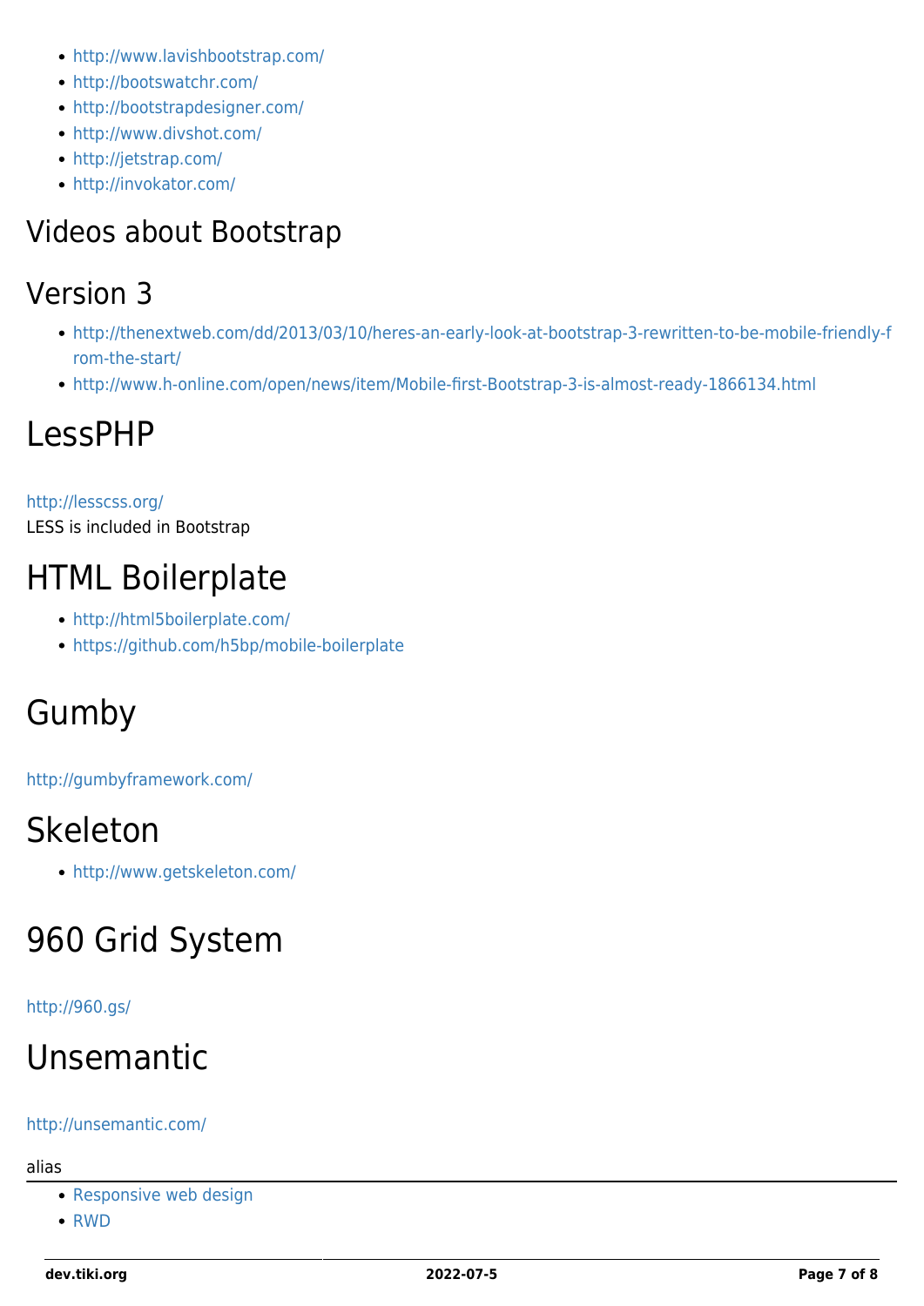- http://www.lavishbootstrap.com/
- http://bootswatchr.com/
- http://bootstrapdesigner.com/
- http://www.divshot.com/
- http://jetstrap.com/
- http://invokator.com/

## Videos about Bootstrap

## Version 3

- http://thenextweb.com/dd/2013/03/10/heres-an-early-look-at-bootstrap-3-rewritten-to-be-mobile-friendly-from-the-start/
- http://www.h-online.com/open/news/item/Mobile-first-Bootstrap-3-is-almost-ready-1866134.html

# LessPHP

http://lesscss.org/
LESS is included in Bootstrap

# HTML Boilerplate

- http://html5boilerplate.com/
- https://github.com/h5bp/mobile-boilerplate

# Gumby

http://gumbyframework.com/

# Skeleton

- http://www.getskeleton.com/

# 960 Grid System

http://960.gs/

# Unsemantic

http://unsemantic.com/

alias

---

- Responsive web design
- RWD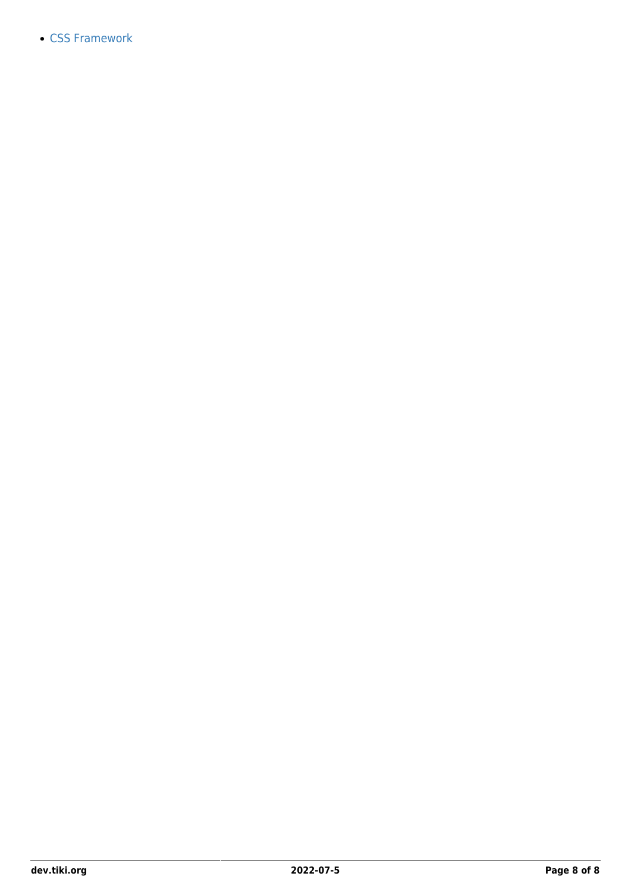- CSS Framework